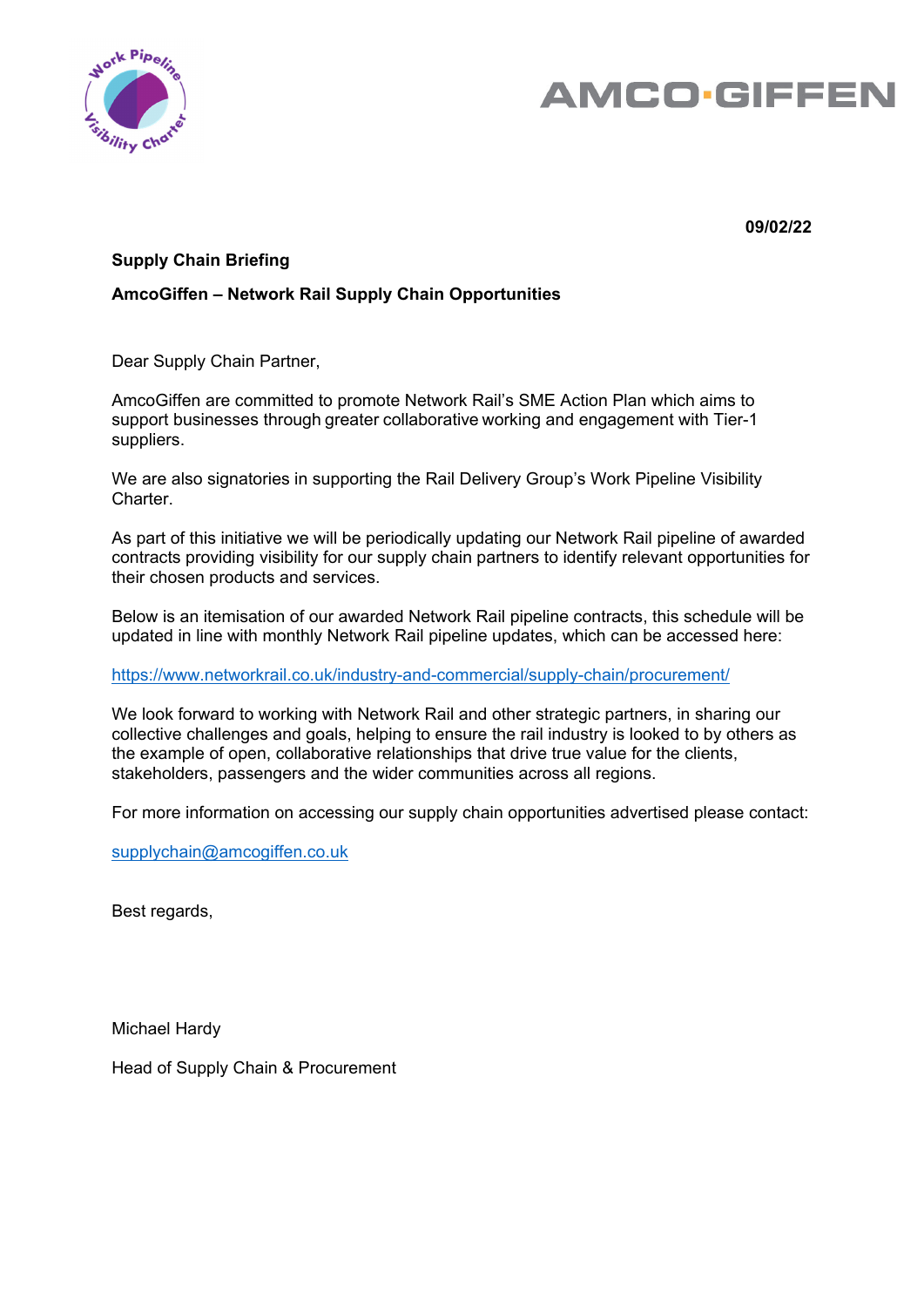**09/02/22**

**Supply Chain Briefing**

**AmcoGiffen – Network Rail Supply Chain Opportunities**

Dear Supply Chain Partner,

AmcoGiffen are committed to promote Network Rail's SME Action Plan which aims to support businesses through greater collaborative working and engagement with Tier-1 suppliers.

We are also signatories in supporting the Rail Delivery Group's Work Pipeline Visibility Charter.

As part of this initiative we will be periodically updating our Network Rail pipeline of awarded contracts providing visibility for our supply chain partners to identify relevant opportunities for their chosen products and services.

Below is an itemisation of our awarded Network Rail pipeline contracts, this schedule will be updated in line with monthly Network Rail pipeline updates, which can be accessed here:

https://www.networkrail.co.uk/industry-and-commercial/supply-chain/procurement/

We look forward to working with Network Rail and other strategic partners, in sharing our collective challenges and goals, helping to ensure the rail industry is looked to by others as the example of open, collaborative relationships that drive true value for the clients, stakeholders, passengers and the wider communities across all regions.

For more information on accessing our supply chain opportunities advertised please contact:

supplychain@amcogiffen.co.uk

Best regards,

Michael Hardy

Head of Supply Chain & Procurement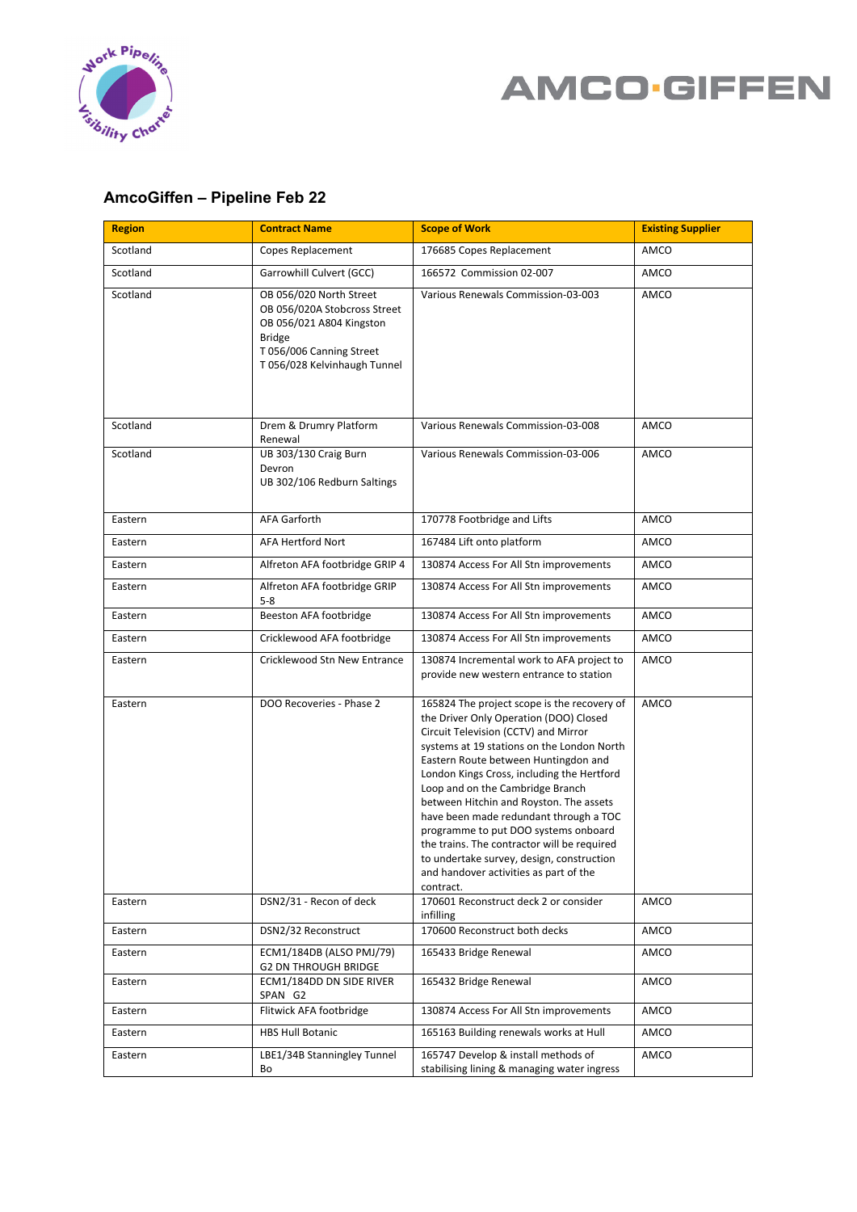## AmcoGiffen – Pipeline Feb 22

| Region | Contract Name | Scope of Work | Existing Supplier |
|---|---|---|---|
| Scotland | Copes Replacement | 176685 Copes Replacement | AMCO |
| Scotland | Garrowhill Culvert (GCC) | 166572 Commission 02-007 | AMCO |
| Scotland | OB 056/020 North Street<br>OB 056/020A Stobcross Street<br>OB 056/021 A804 Kingston Bridge<br>T 056/006 Canning Street<br>T 056/028 Kelvinhaugh Tunnel | Various Renewals Commission-03-003 | AMCO |
| Scotland | Drem & Drumry Platform Renewal | Various Renewals Commission-03-008 | AMCO |
| Scotland | UB 303/130 Craig Burn Devron<br>UB 302/106 Redburn Saltings | Various Renewals Commission-03-006 | AMCO |
| Eastern | AFA Garforth | 170778 Footbridge and Lifts | AMCO |
| Eastern | AFA Hertford Nort | 167484 Lift onto platform | AMCO |
| Eastern | Alfreton AFA footbridge GRIP 4 | 130874 Access For All Stn improvements | AMCO |
| Eastern | Alfreton AFA footbridge GRIP 5-8 | 130874 Access For All Stn improvements | AMCO |
| Eastern | Beeston AFA footbridge | 130874 Access For All Stn improvements | AMCO |
| Eastern | Cricklewood AFA footbridge | 130874 Access For All Stn improvements | AMCO |
| Eastern | Cricklewood Stn New Entrance | 130874 Incremental work to AFA project to provide new western entrance to station | AMCO |
| Eastern | DOO Recoveries - Phase 2 | 165824 The project scope is the recovery of the Driver Only Operation (DOO) Closed Circuit Television (CCTV) and Mirror systems at 19 stations on the London North Eastern Route between Huntingdon and London Kings Cross, including the Hertford Loop and on the Cambridge Branch between Hitchin and Royston. The assets have been made redundant through a TOC programme to put DOO systems onboard the trains. The contractor will be required to undertake survey, design, construction and handover activities as part of the contract. | AMCO |
| Eastern | DSN2/31 - Recon of deck | 170601 Reconstruct deck 2 or consider infilling | AMCO |
| Eastern | DSN2/32 Reconstruct | 170600 Reconstruct both decks | AMCO |
| Eastern | ECM1/184DB (ALSO PMJ/79) G2 DN THROUGH BRIDGE | 165433 Bridge Renewal | AMCO |
| Eastern | ECM1/184DD DN SIDE RIVER SPAN G2 | 165432 Bridge Renewal | AMCO |
| Eastern | Flitwick AFA footbridge | 130874 Access For All Stn improvements | AMCO |
| Eastern | HBS Hull Botanic | 165163 Building renewals works at Hull | AMCO |
| Eastern | LBE1/34B Stanningley Tunnel Bo | 165747 Develop & install methods of stabilising lining & managing water ingress | AMCO |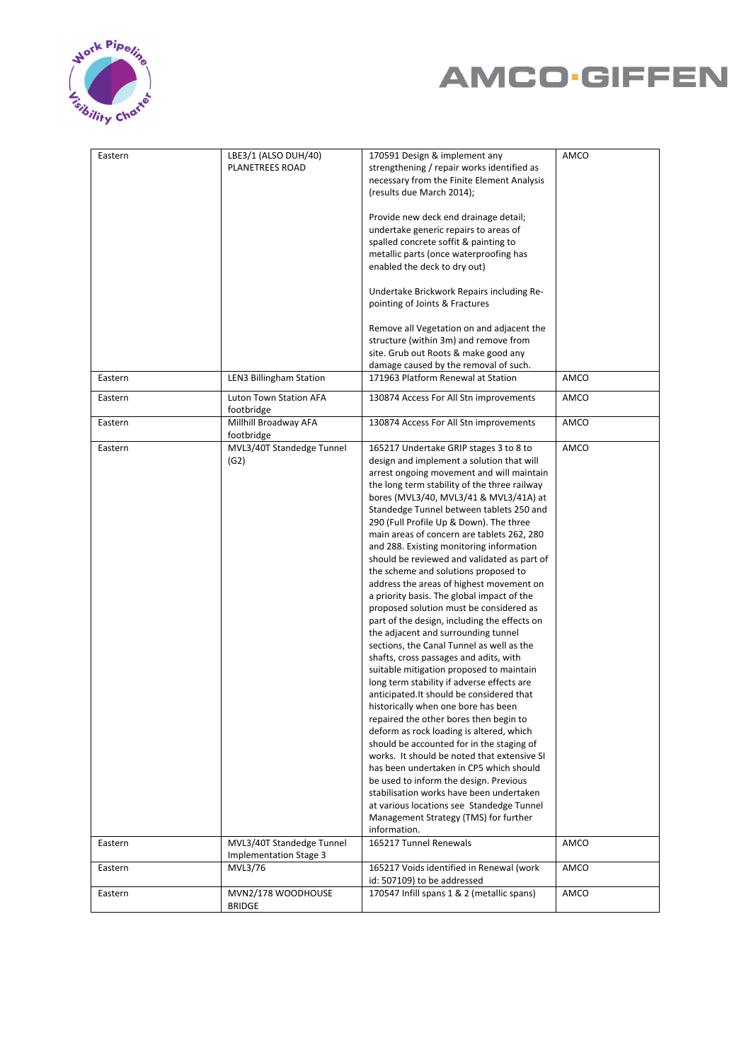| Eastern | LBE3/1 (ALSO DUH/40) PLANETREES ROAD | 170591 Design & implement any strengthening / repair works identified as necessary from the Finite Element Analysis (results due March 2014);<br><br>Provide new deck end drainage detail; undertake generic repairs to areas of spalled concrete soffit & painting to metallic parts (once waterproofing has enabled the deck to dry out)<br><br>Undertake Brickwork Repairs including Re-pointing of Joints & Fractures<br><br>Remove all Vegetation on and adjacent the structure (within 3m) and remove from site. Grub out Roots & make good any damage caused by the removal of such. | AMCO |
|---|---|---|---|
| Eastern | LEN3 Billingham Station | 171963 Platform Renewal at Station | AMCO |
| Eastern | Luton Town Station AFA footbridge | 130874 Access For All Stn improvements | AMCO |
| Eastern | Millhill Broadway AFA footbridge | 130874 Access For All Stn improvements | AMCO |
| Eastern | MVL3/40T Standedge Tunnel (G2) | 165217 Undertake GRIP stages 3 to 8 to design and implement a solution that will arrest ongoing movement and will maintain the long term stability of the three railway bores (MVL3/40, MVL3/41 & MVL3/41A) at Standedge Tunnel between tablets 250 and 290 (Full Profile Up & Down). The three main areas of concern are tablets 262, 280 and 288. Existing monitoring information should be reviewed and validated as part of the scheme and solutions proposed to address the areas of highest movement on a priority basis. The global impact of the proposed solution must be considered as part of the design, including the effects on the adjacent and surrounding tunnel sections, the Canal Tunnel as well as the shafts, cross passages and adits, with suitable mitigation proposed to maintain long term stability if adverse effects are anticipated.It should be considered that historically when one bore has been repaired the other bores then begin to deform as rock loading is altered, which should be accounted for in the staging of works. It should be noted that extensive SI has been undertaken in CP5 which should be used to inform the design. Previous stabilisation works have been undertaken at various locations see Standedge Tunnel Management Strategy (TMS) for further information. | AMCO |
| Eastern | MVL3/40T Standedge Tunnel Implementation Stage 3 | 165217 Tunnel Renewals | AMCO |
| Eastern | MVL3/76 | 165217 Voids identified in Renewal (work id: 507109) to be addressed | AMCO |
| Eastern | MVN2/178 WOODHOUSE BRIDGE | 170547 Infill spans 1 & 2 (metallic spans) | AMCO |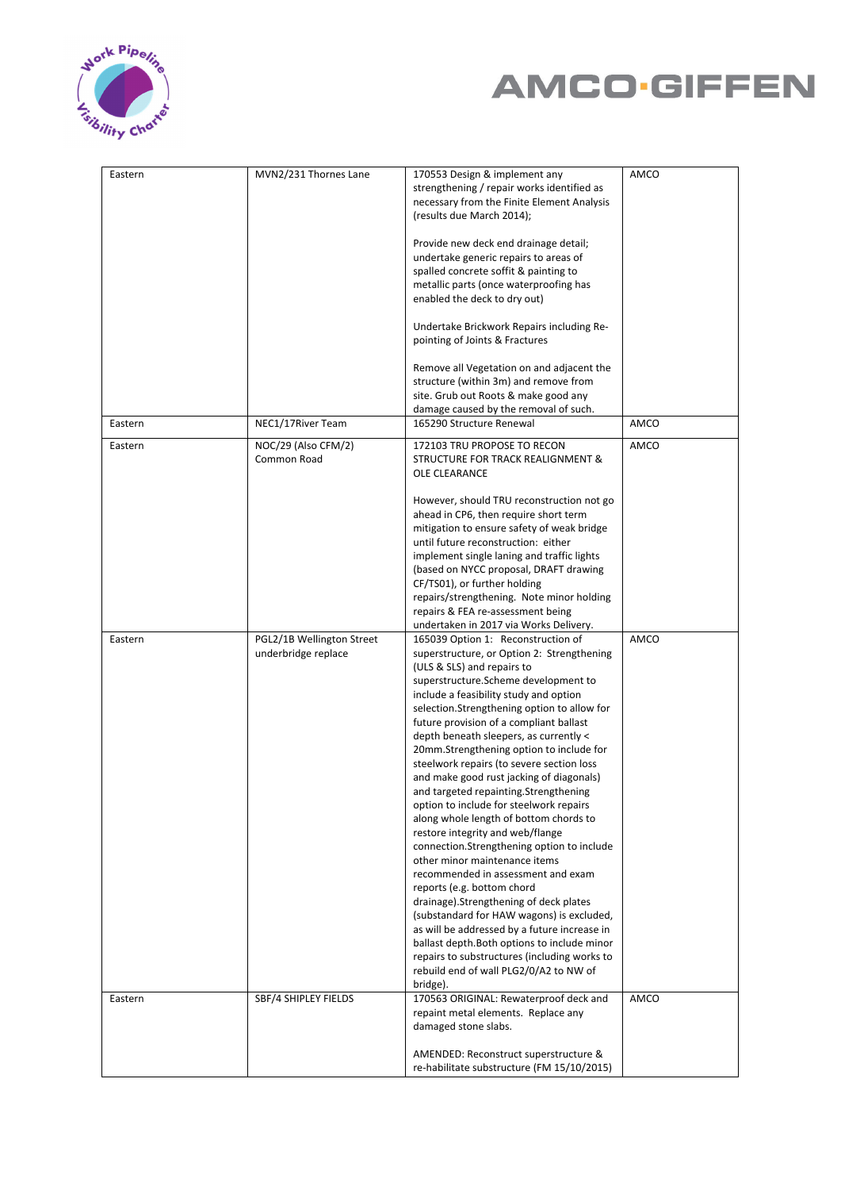| Eastern | MVN2/231 Thornes Lane | 170553 Design & implement any strengthening / repair works identified as necessary from the Finite Element Analysis (results due March 2014);<br><br>Provide new deck end drainage detail; undertake generic repairs to areas of spalled concrete soffit & painting to metallic parts (once waterproofing has enabled the deck to dry out)<br><br>Undertake Brickwork Repairs including Re-pointing of Joints & Fractures<br><br>Remove all Vegetation on and adjacent the structure (within 3m) and remove from site. Grub out Roots & make good any damage caused by the removal of such. | AMCO |
|---|---|---|---|
| Eastern | NEC1/17River Team | 165290 Structure Renewal | AMCO |
| Eastern | NOC/29 (Also CFM/2) Common Road | 172103 TRU PROPOSE TO RECON STRUCTURE FOR TRACK REALIGNMENT & OLE CLEARANCE<br><br>However, should TRU reconstruction not go ahead in CP6, then require short term mitigation to ensure safety of weak bridge until future reconstruction: either implement single laning and traffic lights (based on NYCC proposal, DRAFT drawing CF/TS01), or further holding repairs/strengthening. Note minor holding repairs & FEA re-assessment being undertaken in 2017 via Works Delivery. | AMCO |
| Eastern | PGL2/1B Wellington Street underbridge replace | 165039 Option 1: Reconstruction of superstructure, or Option 2: Strengthening (ULS & SLS) and repairs to superstructure.Scheme development to include a feasibility study and option selection.Strengthening option to allow for future provision of a compliant ballast depth beneath sleepers, as currently < 20mm.Strengthening option to include for steelwork repairs (to severe section loss and make good rust jacking of diagonals) and targeted repainting.Strengthening option to include for steelwork repairs along whole length of bottom chords to restore integrity and web/flange connection.Strengthening option to include other minor maintenance items recommended in assessment and exam reports (e.g. bottom chord drainage).Strengthening of deck plates (substandard for HAW wagons) is excluded, as will be addressed by a future increase in ballast depth.Both options to include minor repairs to substructures (including works to rebuild end of wall PLG2/0/A2 to NW of bridge). | AMCO |
| Eastern | SBF/4 SHIPLEY FIELDS | 170563 ORIGINAL: Rewaterproof deck and repaint metal elements. Replace any damaged stone slabs.<br><br>AMENDED: Reconstruct superstructure & re-habilitate substructure (FM 15/10/2015) | AMCO |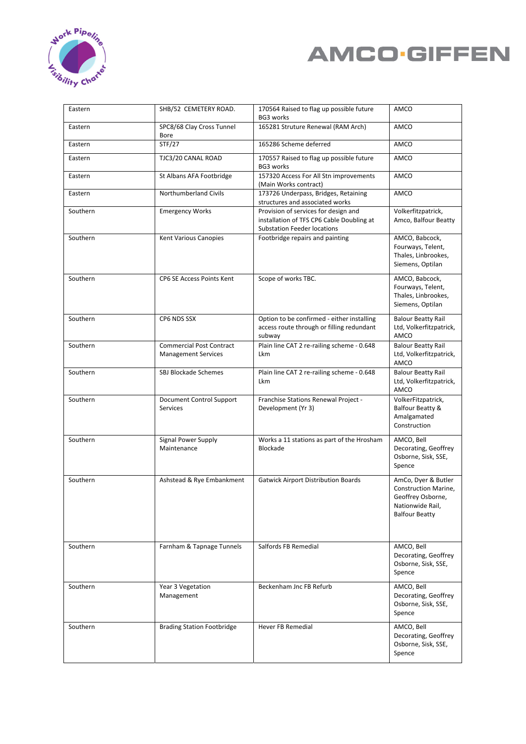| Eastern | SHB/52 CEMETERY ROAD. | 170564 Raised to flag up possible future BG3 works | AMCO |
|---|---|---|---|
| Eastern | SPC8/68 Clay Cross Tunnel Bore | 165281 Struture Renewal (RAM Arch) | AMCO |
| Eastern | STF/27 | 165286 Scheme deferred | AMCO |
| Eastern | TJC3/20 CANAL ROAD | 170557 Raised to flag up possible future BG3 works | AMCO |
| Eastern | St Albans AFA Footbridge | 157320 Access For All Stn improvements (Main Works contract) | AMCO |
| Eastern | Northumberland Civils | 173726 Underpass, Bridges, Retaining structures and associated works | AMCO |
| Southern | Emergency Works | Provision of services for design and installation of TFS CP6 Cable Doubling at Substation Feeder locations | Volkerfitzpatrick, Amco, Balfour Beatty |
| Southern | Kent Various Canopies | Footbridge repairs and painting | AMCO, Babcock, Fourways, Telent, Thales, Linbrookes, Siemens, Optilan |
| Southern | CP6 SE Access Points Kent | Scope of works TBC. | AMCO, Babcock, Fourways, Telent, Thales, Linbrookes, Siemens, Optilan |
| Southern | CP6 NDS SSX | Option to be confirmed - either installing access route through or filling redundant subway | Balour Beatty Rail Ltd, Volkerfitzpatrick, AMCO |
| Southern | Commercial Post Contract Management Services | Plain line CAT 2 re-railing scheme - 0.648 Lkm | Balour Beatty Rail Ltd, Volkerfitzpatrick, AMCO |
| Southern | SBJ Blockade Schemes | Plain line CAT 2 re-railing scheme - 0.648 Lkm | Balour Beatty Rail Ltd, Volkerfitzpatrick, AMCO |
| Southern | Document Control Support Services | Franchise Stations Renewal Project - Development (Yr 3) | VolkerFitzpatrick, Balfour Beatty & Amalgamated Construction |
| Southern | Signal Power Supply Maintenance | Works a 11 stations as part of the Hrosham Blockade | AMCO, Bell Decorating, Geoffrey Osborne, Sisk, SSE, Spence |
| Southern | Ashstead & Rye Embankment | Gatwick Airport Distribution Boards | AmCo, Dyer & Butler Construction Marine, Geoffrey Osborne, Nationwide Rail, Balfour Beatty |
| Southern | Farnham & Tapnage Tunnels | Salfords FB Remedial | AMCO, Bell Decorating, Geoffrey Osborne, Sisk, SSE, Spence |
| Southern | Year 3 Vegetation Management | Beckenham Jnc FB Refurb | AMCO, Bell Decorating, Geoffrey Osborne, Sisk, SSE, Spence |
| Southern | Brading Station Footbridge | Hever FB Remedial | AMCO, Bell Decorating, Geoffrey Osborne, Sisk, SSE, Spence |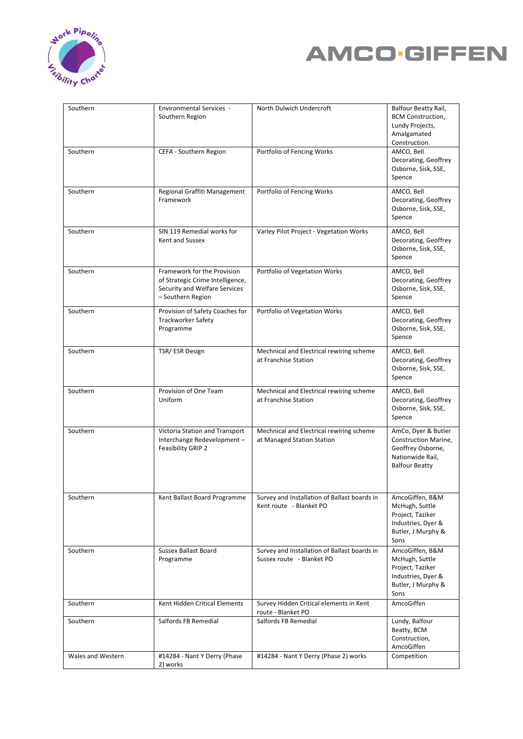| Southern | Environmental Services - Southern Region | North Dulwich Undercroft | Balfour Beatty Rail, BCM Construction, Lundy Projects, Amalgamated Construction. |
|---|---|---|---|
| Southern | CEFA - Southern Region | Portfolio of Fencing Works | AMCO, Bell Decorating, Geoffrey Osborne, Sisk, SSE, Spence |
| Southern | Regional Graffiti Management Framework | Portfolio of Fencing Works | AMCO, Bell Decorating, Geoffrey Osborne, Sisk, SSE, Spence |
| Southern | SIN 119 Remedial works for Kent and Sussex | Varley Pilot Project - Vegetation Works | AMCO, Bell Decorating, Geoffrey Osborne, Sisk, SSE, Spence |
| Southern | Framework for the Provision of Strategic Crime Intelligence, Security and Welfare Services – Southern Region | Portfolio of Vegetation Works | AMCO, Bell Decorating, Geoffrey Osborne, Sisk, SSE, Spence |
| Southern | Provision of Safety Coaches for Trackworker Safety Programme | Portfolio of Vegetation Works | AMCO, Bell Decorating, Geoffrey Osborne, Sisk, SSE, Spence |
| Southern | TSR/ ESR Design | Mechnical and Electrical rewiring scheme at Franchise Station | AMCO, Bell Decorating, Geoffrey Osborne, Sisk, SSE, Spence |
| Southern | Provision of One Team Uniform | Mechnical and Electrical rewiring scheme at Franchise Station | AMCO, Bell Decorating, Geoffrey Osborne, Sisk, SSE, Spence |
| Southern | Victoria Station and Transport Interchange Redevelopment – Feasibility GRIP 2 | Mechnical and Electrical rewiring scheme at Managed Station Station | AmCo, Dyer & Butler Construction Marine, Geoffrey Osborne, Nationwide Rail, Balfour Beatty |
| Southern | Kent Ballast Board Programme | Survey and Installation of Ballast boards in Kent route - Blanket PO | AmcoGiffen, B&M McHugh, Suttle Project, Taziker Industries, Dyer & Butler, J Murphy & Sons |
| Southern | Sussex Ballast Board Programme | Survey and Installation of Ballast boards in Sussex route - Blanket PO | AmcoGiffen, B&M McHugh, Suttle Project, Taziker Industries, Dyer & Butler, J Murphy & Sons |
| Southern | Kent Hidden Critical Elements | Survey Hidden Critical elements in Kent route - Blanket PO | AmcoGiffen |
| Southern | Salfords FB Remedial | Salfords FB Remedial | Lundy, Balfour Beatty, BCM Construction, AmcoGiffen |
| Wales and Western | #14284 - Nant Y Derry (Phase 2) works | #14284 - Nant Y Derry (Phase 2) works | Competition |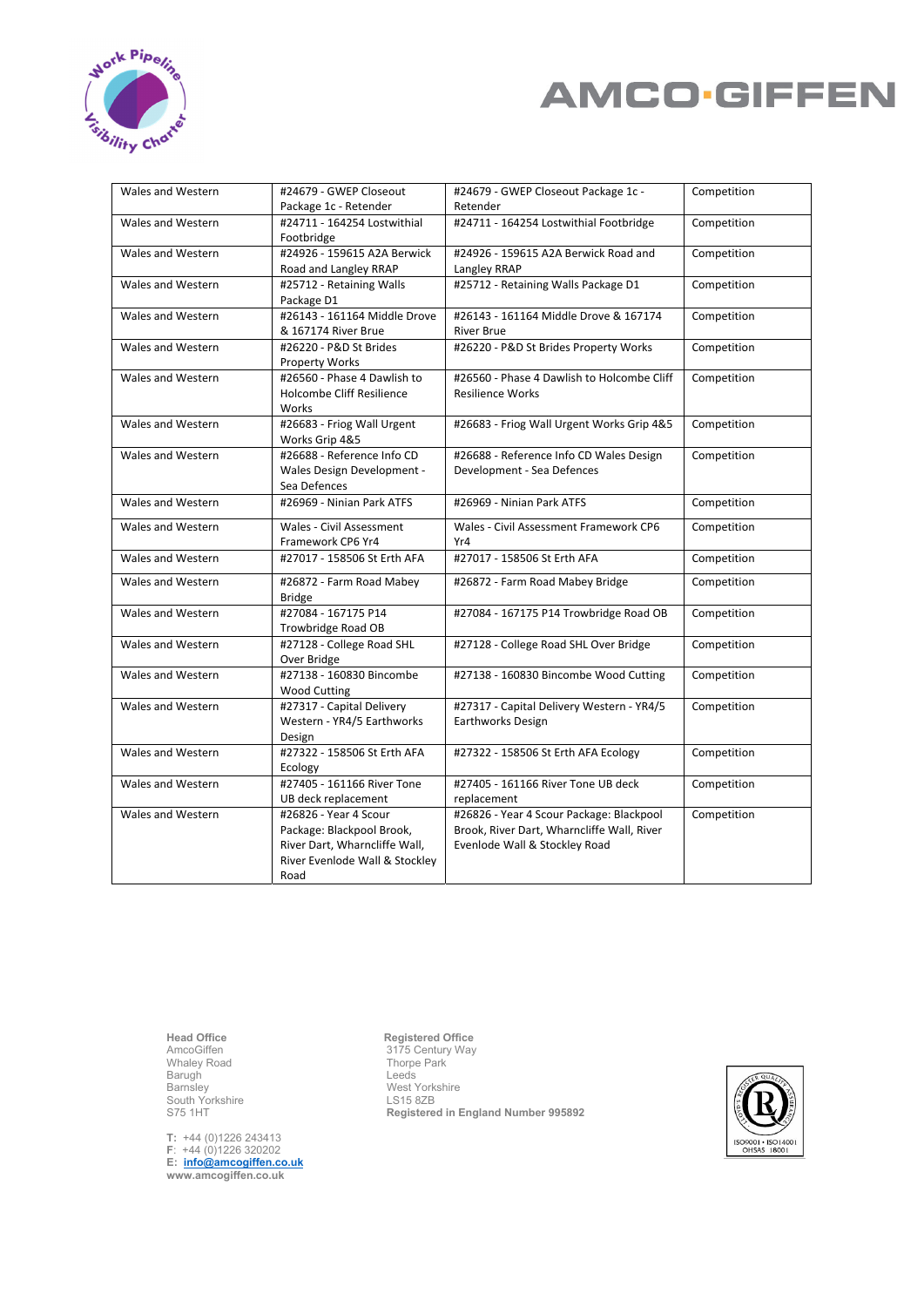| | | | |
|---|---|---|---|
| Wales and Western | #24679 - GWEP Closeout Package 1c - Retender | #24679 - GWEP Closeout Package 1c - Retender | Competition |
| Wales and Western | #24711 - 164254 Lostwithial Footbridge | #24711 - 164254 Lostwithial Footbridge | Competition |
| Wales and Western | #24926 - 159615 A2A Berwick Road and Langley RRAP | #24926 - 159615 A2A Berwick Road and Langley RRAP | Competition |
| Wales and Western | #25712 - Retaining Walls Package D1 | #25712 - Retaining Walls Package D1 | Competition |
| Wales and Western | #26143 - 161164 Middle Drove & 167174 River Brue | #26143 - 161164 Middle Drove & 167174 River Brue | Competition |
| Wales and Western | #26220 - P&D St Brides Property Works | #26220 - P&D St Brides Property Works | Competition |
| Wales and Western | #26560 - Phase 4 Dawlish to Holcombe Cliff Resilience Works | #26560 - Phase 4 Dawlish to Holcombe Cliff Resilience Works | Competition |
| Wales and Western | #26683 - Friog Wall Urgent Works Grip 4&5 | #26683 - Friog Wall Urgent Works Grip 4&5 | Competition |
| Wales and Western | #26688 - Reference Info CD Wales Design Development - Sea Defences | #26688 - Reference Info CD Wales Design Development - Sea Defences | Competition |
| Wales and Western | #26969 - Ninian Park ATFS | #26969 - Ninian Park ATFS | Competition |
| Wales and Western | Wales - Civil Assessment Framework CP6 Yr4 | Wales - Civil Assessment Framework CP6 Yr4 | Competition |
| Wales and Western | #27017 - 158506 St Erth AFA | #27017 - 158506 St Erth AFA | Competition |
| Wales and Western | #26872 - Farm Road Mabey Bridge | #26872 - Farm Road Mabey Bridge | Competition |
| Wales and Western | #27084 - 167175 P14 Trowbridge Road OB | #27084 - 167175 P14 Trowbridge Road OB | Competition |
| Wales and Western | #27128 - College Road SHL Over Bridge | #27128 - College Road SHL Over Bridge | Competition |
| Wales and Western | #27138 - 160830 Bincombe Wood Cutting | #27138 - 160830 Bincombe Wood Cutting | Competition |
| Wales and Western | #27317 - Capital Delivery Western - YR4/5 Earthworks Design | #27317 - Capital Delivery Western - YR4/5 Earthworks Design | Competition |
| Wales and Western | #27322 - 158506 St Erth AFA Ecology | #27322 - 158506 St Erth AFA Ecology | Competition |
| Wales and Western | #27405 - 161166 River Tone UB deck replacement | #27405 - 161166 River Tone UB deck replacement | Competition |
| Wales and Western | #26826 - Year 4 Scour Package: Blackpool Brook, River Dart, Wharncliffe Wall, River Evenlode Wall & Stockley Road | #26826 - Year 4 Scour Package: Blackpool Brook, River Dart, Wharncliffe Wall, River Evenlode Wall & Stockley Road | Competition |

**Head Office**
AmcoGiffen
Whaley Road
Barugh
Barnsley
South Yorkshire
S75 1HT

T: +44 (0)1226 243413
F: +44 (0)1226 320202
E: info@amcogiffen.co.uk
www.amcogiffen.co.uk

**Registered Office**
3175 Century Way
Thorpe Park
Leeds
West Yorkshire
LS15 8ZB
**Registered in England Number 995892**